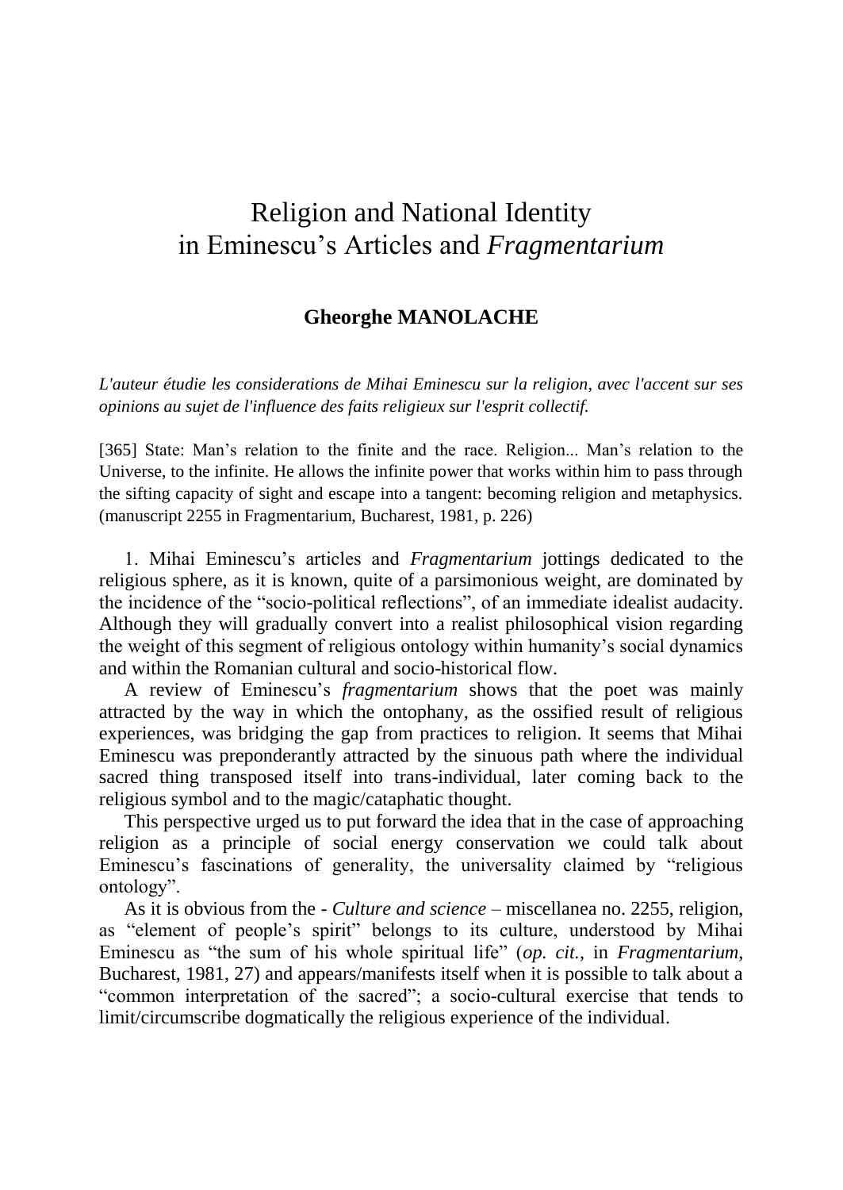# Religion and National Identity in Eminescu's Articles and *Fragmentarium*

**Gheorghe MANOLACHE**

*L'auteur étudie les considerations de Mihai Eminescu sur la religion, avec l'accent sur ses opinions au sujet de l'influence des faits religieux sur l'esprit collectif.*

[365] State: Man's relation to the finite and the race. Religion... Man's relation to the Universe, to the infinite. He allows the infinite power that works within him to pass through the sifting capacity of sight and escape into a tangent: becoming religion and metaphysics. (manuscript 2255 in Fragmentarium, Bucharest, 1981, p. 226)

1. Mihai Eminescu's articles and *Fragmentarium* jottings dedicated to the religious sphere, as it is known, quite of a parsimonious weight, are dominated by the incidence of the "socio-political reflections", of an immediate idealist audacity. Although they will gradually convert into a realist philosophical vision regarding the weight of this segment of religious ontology within humanity's social dynamics and within the Romanian cultural and socio-historical flow.

A review of Eminescu's *fragmentarium* shows that the poet was mainly attracted by the way in which the ontophany, as the ossified result of religious experiences, was bridging the gap from practices to religion. It seems that Mihai Eminescu was preponderantly attracted by the sinuous path where the individual sacred thing transposed itself into trans-individual, later coming back to the religious symbol and to the magic/cataphatic thought.

This perspective urged us to put forward the idea that in the case of approaching religion as a principle of social energy conservation we could talk about Eminescu's fascinations of generality, the universality claimed by "religious ontology".

As it is obvious from the - *Culture and science* – miscellanea no. 2255, religion, as "element of people's spirit" belongs to its culture, understood by Mihai Eminescu as "the sum of his whole spiritual life" (*op. cit.*, in *Fragmentarium*, Bucharest, 1981, 27) and appears/manifests itself when it is possible to talk about a "common interpretation of the sacred"; a socio-cultural exercise that tends to limit/circumscribe dogmatically the religious experience of the individual.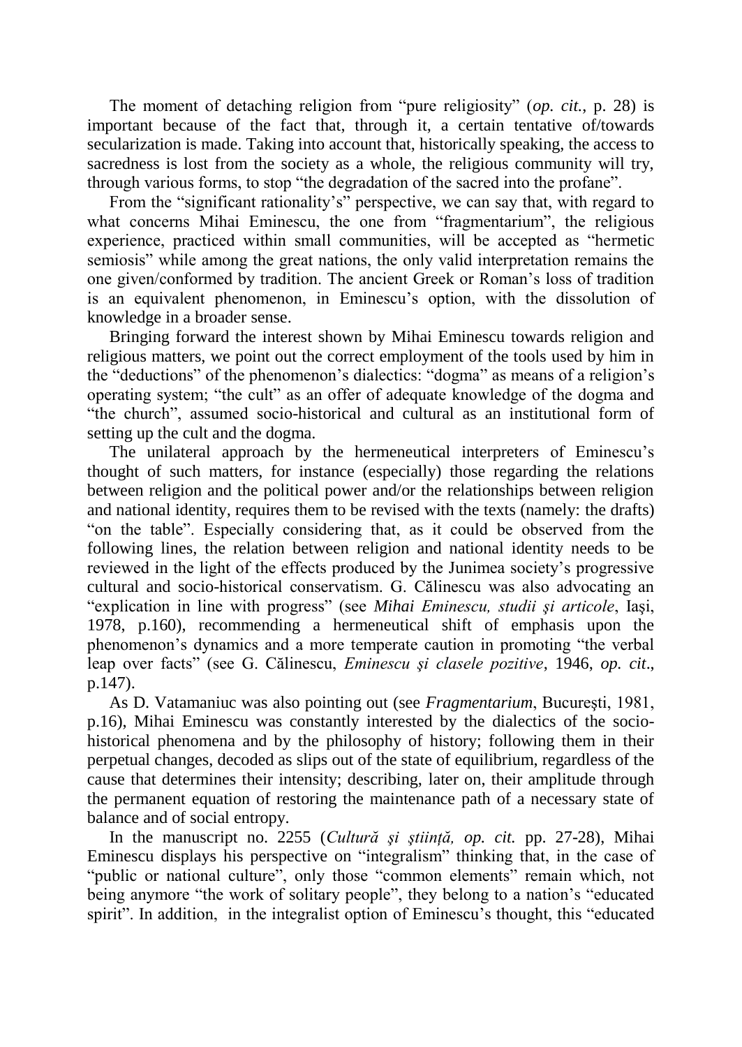The moment of detaching religion from "pure religiosity" (*op. cit.*, p. 28) is important because of the fact that, through it, a certain tentative of/towards secularization is made. Taking into account that, historically speaking, the access to sacredness is lost from the society as a whole, the religious community will try, through various forms, to stop "the degradation of the sacred into the profane".

From the "significant rationality's" perspective, we can say that, with regard to what concerns Mihai Eminescu, the one from "fragmentarium", the religious experience, practiced within small communities, will be accepted as "hermetic semiosis" while among the great nations, the only valid interpretation remains the one given/conformed by tradition. The ancient Greek or Roman's loss of tradition is an equivalent phenomenon, in Eminescu's option, with the dissolution of knowledge in a broader sense.

Bringing forward the interest shown by Mihai Eminescu towards religion and religious matters, we point out the correct employment of the tools used by him in the "deductions" of the phenomenon's dialectics: "dogma" as means of a religion's operating system; "the cult" as an offer of adequate knowledge of the dogma and "the church", assumed socio-historical and cultural as an institutional form of setting up the cult and the dogma.

The unilateral approach by the hermeneutical interpreters of Eminescu's thought of such matters, for instance (especially) those regarding the relations between religion and the political power and/or the relationships between religion and national identity, requires them to be revised with the texts (namely: the drafts) "on the table". Especially considering that, as it could be observed from the following lines, the relation between religion and national identity needs to be reviewed in the light of the effects produced by the Junimea society's progressive cultural and socio-historical conservatism. G. Călinescu was also advocating an "explication in line with progress" (see *Mihai Eminescu, studii şi articole*, Iaşi, 1978, p.160), recommending a hermeneutical shift of emphasis upon the phenomenon's dynamics and a more temperate caution in promoting "the verbal leap over facts" (see G. Călinescu, *Eminescu şi clasele pozitive*, 1946, *op. cit*., p.147).

As D. Vatamaniuc was also pointing out (see *Fragmentarium*, Bucureşti, 1981, p.16), Mihai Eminescu was constantly interested by the dialectics of the socio-historical phenomena and by the philosophy of history; following them in their perpetual changes, decoded as slips out of the state of equilibrium, regardless of the cause that determines their intensity; describing, later on, their amplitude through the permanent equation of restoring the maintenance path of a necessary state of balance and of social entropy.

In the manuscript no. 2255 (*Cultură şi ştiinţă, op. cit.* pp. 27-28), Mihai Eminescu displays his perspective on "integralism" thinking that, in the case of "public or national culture", only those "common elements" remain which, not being anymore "the work of solitary people", they belong to a nation's "educated spirit". In addition, in the integralist option of Eminescu's thought, this "educated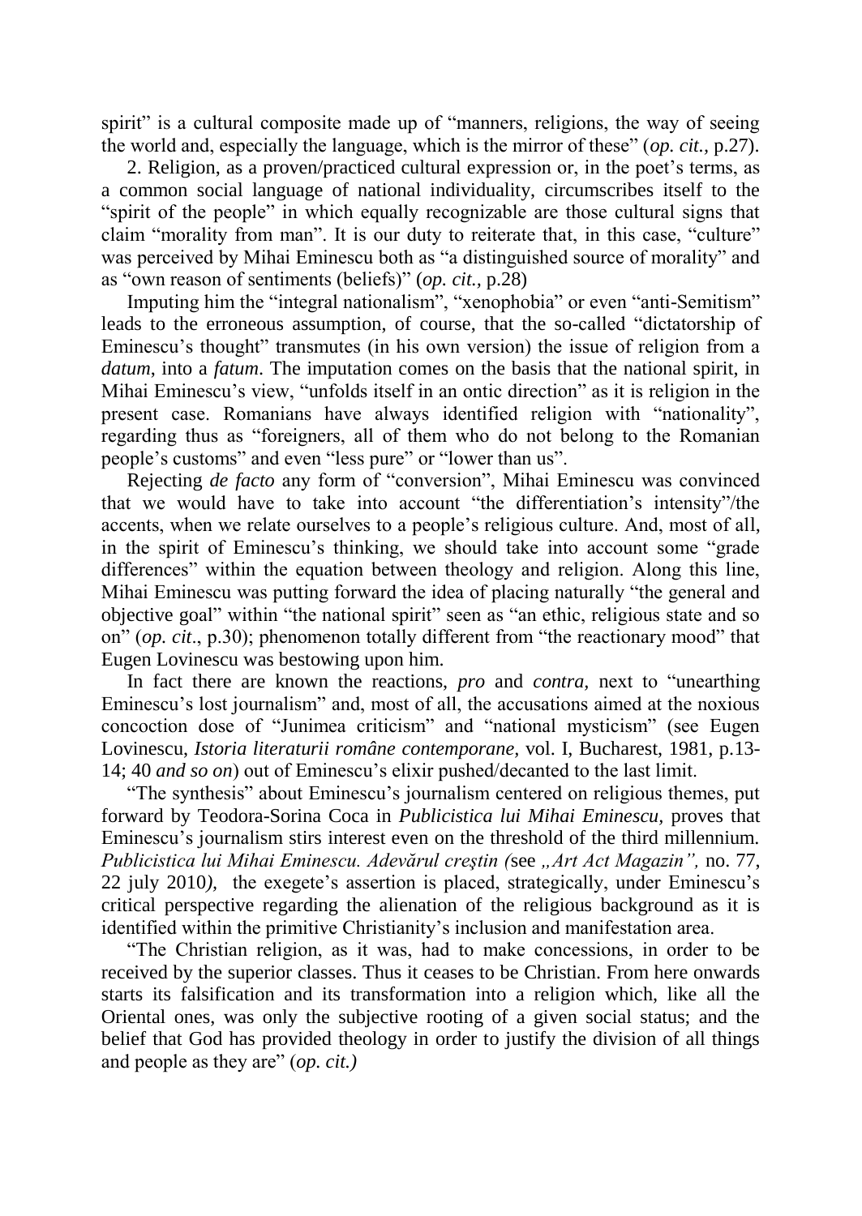spirit" is a cultural composite made up of "manners, religions, the way of seeing the world and, especially the language, which is the mirror of these" (*op. cit.,* p.27).

2. Religion, as a proven/practiced cultural expression or, in the poet's terms, as a common social language of national individuality, circumscribes itself to the "spirit of the people" in which equally recognizable are those cultural signs that claim "morality from man". It is our duty to reiterate that, in this case, "culture" was perceived by Mihai Eminescu both as "a distinguished source of morality" and as "own reason of sentiments (beliefs)" (*op. cit.,* p.28)

Imputing him the "integral nationalism", "xenophobia" or even "anti-Semitism" leads to the erroneous assumption, of course, that the so-called "dictatorship of Eminescu's thought" transmutes (in his own version) the issue of religion from a *datum,* into a *fatum*. The imputation comes on the basis that the national spirit, in Mihai Eminescu's view, "unfolds itself in an ontic direction" as it is religion in the present case. Romanians have always identified religion with "nationality", regarding thus as "foreigners, all of them who do not belong to the Romanian people's customs" and even "less pure" or "lower than us".

Rejecting *de facto* any form of "conversion", Mihai Eminescu was convinced that we would have to take into account "the differentiation's intensity"/the accents, when we relate ourselves to a people's religious culture. And, most of all, in the spirit of Eminescu's thinking, we should take into account some "grade differences" within the equation between theology and religion. Along this line, Mihai Eminescu was putting forward the idea of placing naturally "the general and objective goal" within "the national spirit" seen as "an ethic, religious state and so on" (*op. cit*., p.30); phenomenon totally different from "the reactionary mood" that Eugen Lovinescu was bestowing upon him.

In fact there are known the reactions, *pro* and *contra,* next to "unearthing Eminescu's lost journalism" and, most of all, the accusations aimed at the noxious concoction dose of "Junimea criticism" and "national mysticism" (see Eugen Lovinescu, *Istoria literaturii române contemporane,* vol. I, Bucharest, 1981, p.13-14; 40 *and so on*) out of Eminescu's elixir pushed/decanted to the last limit.

"The synthesis" about Eminescu's journalism centered on religious themes, put forward by Teodora-Sorina Coca in *Publicistica lui Mihai Eminescu,* proves that Eminescu's journalism stirs interest even on the threshold of the third millennium. *Publicistica lui Mihai Eminescu. Adevărul creştin (*see *„Art Act Magazin",* no. 77, 22 july 2010*),* the exegete's assertion is placed, strategically, under Eminescu's critical perspective regarding the alienation of the religious background as it is identified within the primitive Christianity's inclusion and manifestation area.

"The Christian religion, as it was, had to make concessions, in order to be received by the superior classes. Thus it ceases to be Christian. From here onwards starts its falsification and its transformation into a religion which, like all the Oriental ones, was only the subjective rooting of a given social status; and the belief that God has provided theology in order to justify the division of all things and people as they are" (*op. cit.)*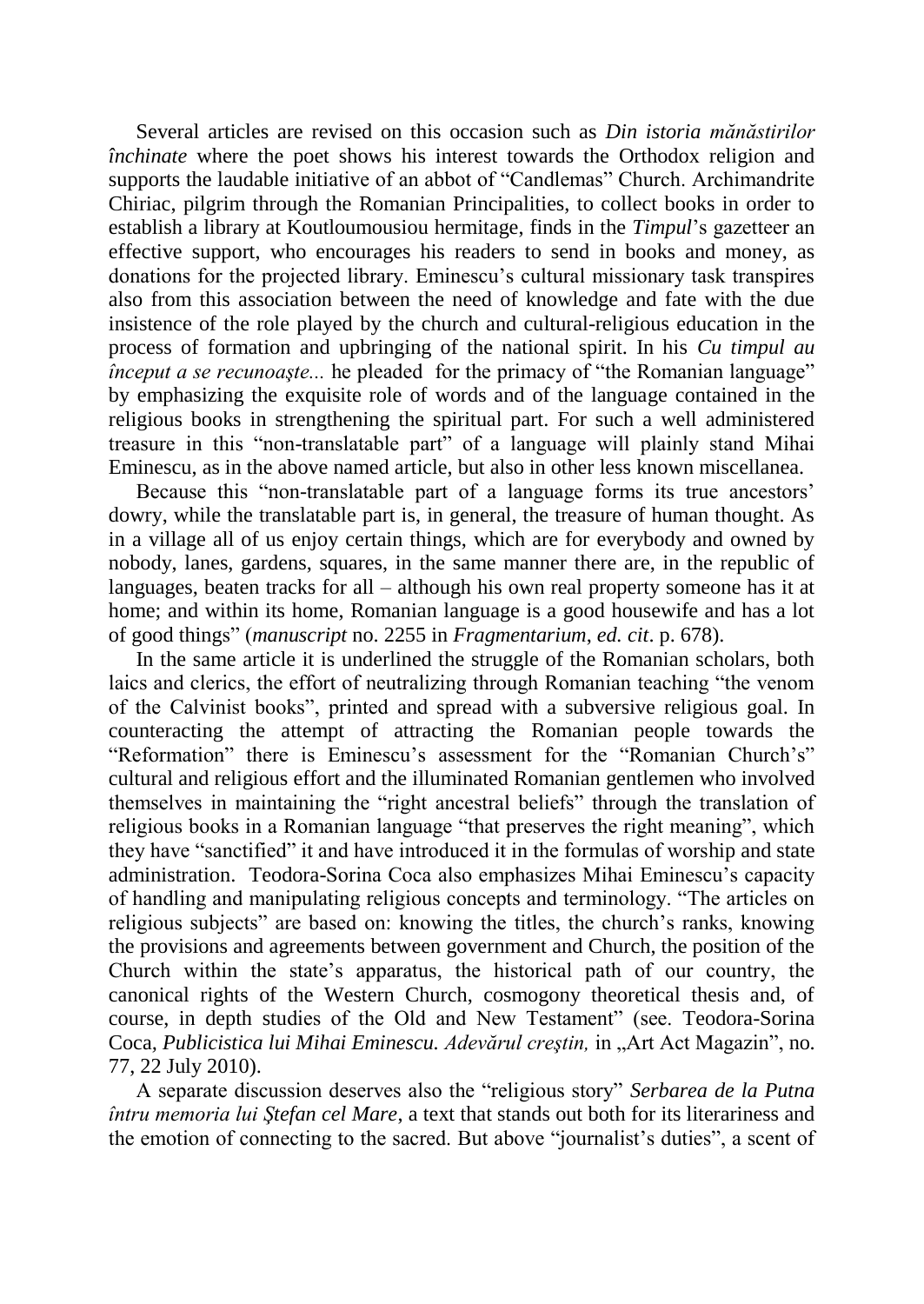Several articles are revised on this occasion such as *Din istoria mănăstirilor închinate* where the poet shows his interest towards the Orthodox religion and supports the laudable initiative of an abbot of "Candlemas" Church. Archimandrite Chiriac, pilgrim through the Romanian Principalities, to collect books in order to establish a library at Koutloumousiou hermitage, finds in the *Timpul*'s gazetteer an effective support, who encourages his readers to send in books and money, as donations for the projected library. Eminescu's cultural missionary task transpires also from this association between the need of knowledge and fate with the due insistence of the role played by the church and cultural-religious education in the process of formation and upbringing of the national spirit. In his *Cu timpul au început a se recunoaşte...* he pleaded for the primacy of "the Romanian language" by emphasizing the exquisite role of words and of the language contained in the religious books in strengthening the spiritual part. For such a well administered treasure in this "non-translatable part" of a language will plainly stand Mihai Eminescu, as in the above named article, but also in other less known miscellanea.

Because this "non-translatable part of a language forms its true ancestors' dowry, while the translatable part is, in general, the treasure of human thought. As in a village all of us enjoy certain things, which are for everybody and owned by nobody, lanes, gardens, squares, in the same manner there are, in the republic of languages, beaten tracks for all – although his own real property someone has it at home; and within its home, Romanian language is a good housewife and has a lot of good things" (*manuscript* no. 2255 in *Fragmentarium*, *ed. cit*. p. 678).

In the same article it is underlined the struggle of the Romanian scholars, both laics and clerics, the effort of neutralizing through Romanian teaching "the venom of the Calvinist books", printed and spread with a subversive religious goal. In counteracting the attempt of attracting the Romanian people towards the "Reformation" there is Eminescu's assessment for the "Romanian Church's" cultural and religious effort and the illuminated Romanian gentlemen who involved themselves in maintaining the "right ancestral beliefs" through the translation of religious books in a Romanian language "that preserves the right meaning", which they have "sanctified" it and have introduced it in the formulas of worship and state administration. Teodora-Sorina Coca also emphasizes Mihai Eminescu's capacity of handling and manipulating religious concepts and terminology. "The articles on religious subjects" are based on: knowing the titles, the church's ranks, knowing the provisions and agreements between government and Church, the position of the Church within the state's apparatus, the historical path of our country, the canonical rights of the Western Church, cosmogony theoretical thesis and, of course, in depth studies of the Old and New Testament" (see. Teodora-Sorina Coca, *Publicistica lui Mihai Eminescu. Adevărul creştin,* in „Art Act Magazin", no. 77, 22 July 2010).

A separate discussion deserves also the "religious story" *Serbarea de la Putna întru memoria lui Ştefan cel Mare*, a text that stands out both for its literariness and the emotion of connecting to the sacred. But above "journalist's duties", a scent of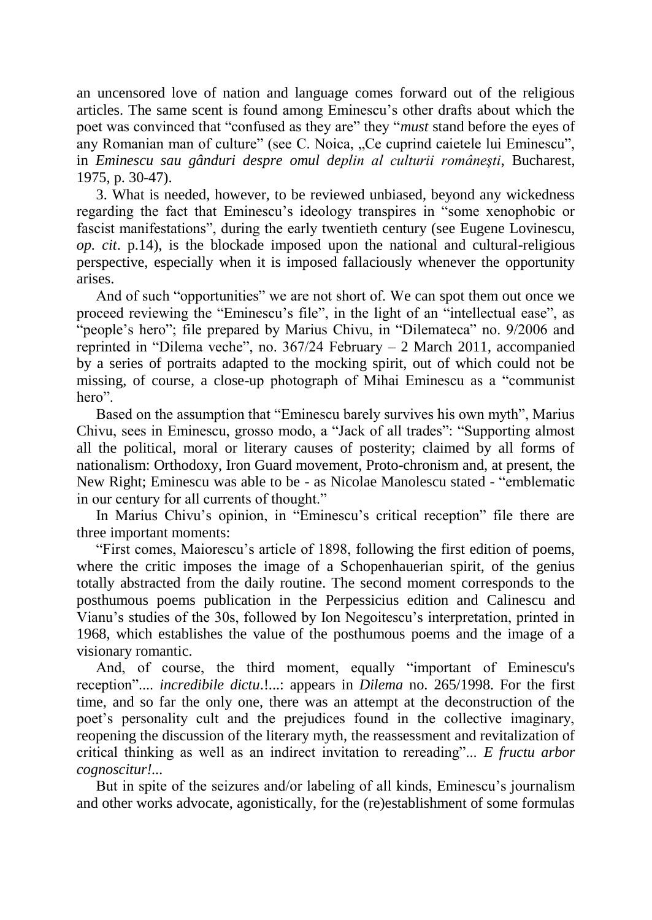an uncensored love of nation and language comes forward out of the religious articles. The same scent is found among Eminescu's other drafts about which the poet was convinced that "confused as they are" they "*must* stand before the eyes of any Romanian man of culture" (see C. Noica, „Ce cuprind caietele lui Eminescu", in *Eminescu sau gânduri despre omul deplin al culturii româneşti*, Bucharest, 1975, p. 30-47).

3. What is needed, however, to be reviewed unbiased, beyond any wickedness regarding the fact that Eminescu's ideology transpires in "some xenophobic or fascist manifestations", during the early twentieth century (see Eugene Lovinescu, *op. cit*. p.14), is the blockade imposed upon the national and cultural-religious perspective, especially when it is imposed fallaciously whenever the opportunity arises.

And of such "opportunities" we are not short of. We can spot them out once we proceed reviewing the "Eminescu's file", in the light of an "intellectual ease", as "people's hero"; file prepared by Marius Chivu, in "Dilemateca" no. 9/2006 and reprinted in "Dilema veche", no. 367/24 February – 2 March 2011, accompanied by a series of portraits adapted to the mocking spirit, out of which could not be missing, of course, a close-up photograph of Mihai Eminescu as a "communist hero".

Based on the assumption that "Eminescu barely survives his own myth", Marius Chivu, sees in Eminescu, grosso modo, a "Jack of all trades": "Supporting almost all the political, moral or literary causes of posterity; claimed by all forms of nationalism: Orthodoxy, Iron Guard movement, Proto-chronism and, at present, the New Right; Eminescu was able to be - as Nicolae Manolescu stated - "emblematic in our century for all currents of thought."

In Marius Chivu's opinion, in "Eminescu's critical reception" file there are three important moments:

"First comes, Maiorescu's article of 1898, following the first edition of poems, where the critic imposes the image of a Schopenhauerian spirit, of the genius totally abstracted from the daily routine. The second moment corresponds to the posthumous poems publication in the Perpessicius edition and Calinescu and Vianu's studies of the 30s, followed by Ion Negoitescu's interpretation, printed in 1968, which establishes the value of the posthumous poems and the image of a visionary romantic.

And, of course, the third moment, equally "important of Eminescu's reception".... *incredibile dictu*.!...: appears in *Dilema* no. 265/1998. For the first time, and so far the only one, there was an attempt at the deconstruction of the poet's personality cult and the prejudices found in the collective imaginary, reopening the discussion of the literary myth, the reassessment and revitalization of critical thinking as well as an indirect invitation to rereading"... *E fructu arbor cognoscitur!*...

But in spite of the seizures and/or labeling of all kinds, Eminescu's journalism and other works advocate, agonistically, for the (re)establishment of some formulas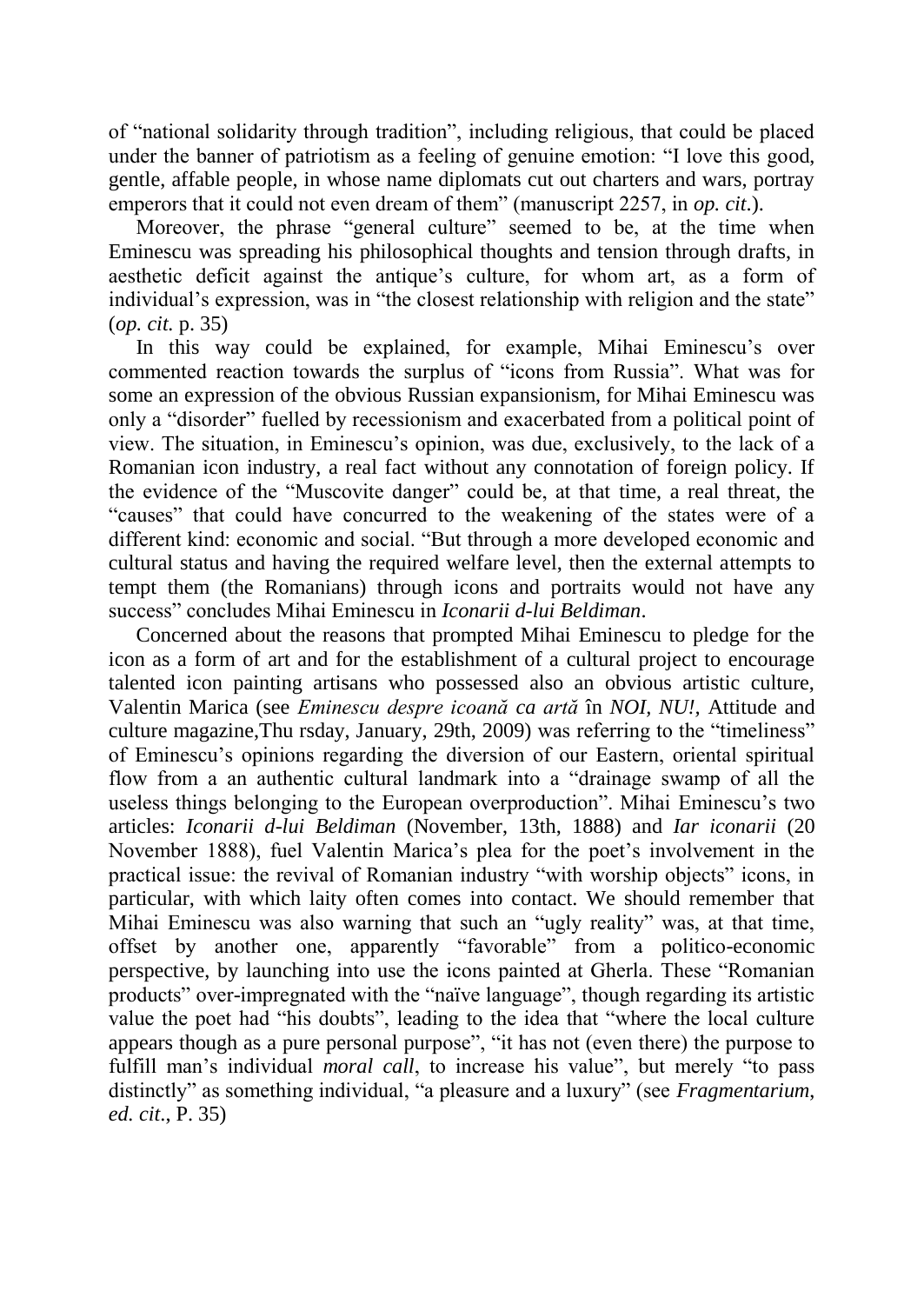of "national solidarity through tradition", including religious, that could be placed under the banner of patriotism as a feeling of genuine emotion: "I love this good, gentle, affable people, in whose name diplomats cut out charters and wars, portray emperors that it could not even dream of them" (manuscript 2257, in *op. cit.*).

Moreover, the phrase "general culture" seemed to be, at the time when Eminescu was spreading his philosophical thoughts and tension through drafts, in aesthetic deficit against the antique's culture, for whom art, as a form of individual's expression, was in "the closest relationship with religion and the state" (*op. cit.* p. 35)

In this way could be explained, for example, Mihai Eminescu's over commented reaction towards the surplus of "icons from Russia". What was for some an expression of the obvious Russian expansionism, for Mihai Eminescu was only a "disorder" fuelled by recessionism and exacerbated from a political point of view. The situation, in Eminescu's opinion, was due, exclusively, to the lack of a Romanian icon industry, a real fact without any connotation of foreign policy. If the evidence of the "Muscovite danger" could be, at that time, a real threat, the "causes" that could have concurred to the weakening of the states were of a different kind: economic and social. "But through a more developed economic and cultural status and having the required welfare level, then the external attempts to tempt them (the Romanians) through icons and portraits would not have any success" concludes Mihai Eminescu in *Iconarii d-lui Beldiman*.

Concerned about the reasons that prompted Mihai Eminescu to pledge for the icon as a form of art and for the establishment of a cultural project to encourage talented icon painting artisans who possessed also an obvious artistic culture, Valentin Marica (see *Eminescu despre icoană ca artă* în *NOI, NU!*, Attitude and culture magazine,Thu rsday, January, 29th, 2009) was referring to the "timeliness" of Eminescu's opinions regarding the diversion of our Eastern, oriental spiritual flow from a an authentic cultural landmark into a "drainage swamp of all the useless things belonging to the European overproduction". Mihai Eminescu's two articles: *Iconarii d-lui Beldiman* (November, 13th, 1888) and *Iar iconarii* (20 November 1888), fuel Valentin Marica's plea for the poet's involvement in the practical issue: the revival of Romanian industry "with worship objects" icons, in particular, with which laity often comes into contact. We should remember that Mihai Eminescu was also warning that such an "ugly reality" was, at that time, offset by another one, apparently "favorable" from a politico-economic perspective, by launching into use the icons painted at Gherla. These "Romanian products" over-impregnated with the "naïve language", though regarding its artistic value the poet had "his doubts", leading to the idea that "where the local culture appears though as a pure personal purpose", "it has not (even there) the purpose to fulfill man's individual *moral call*, to increase his value", but merely "to pass distinctly" as something individual, "a pleasure and a luxury" (see *Fragmentarium*, *ed. cit*., P. 35)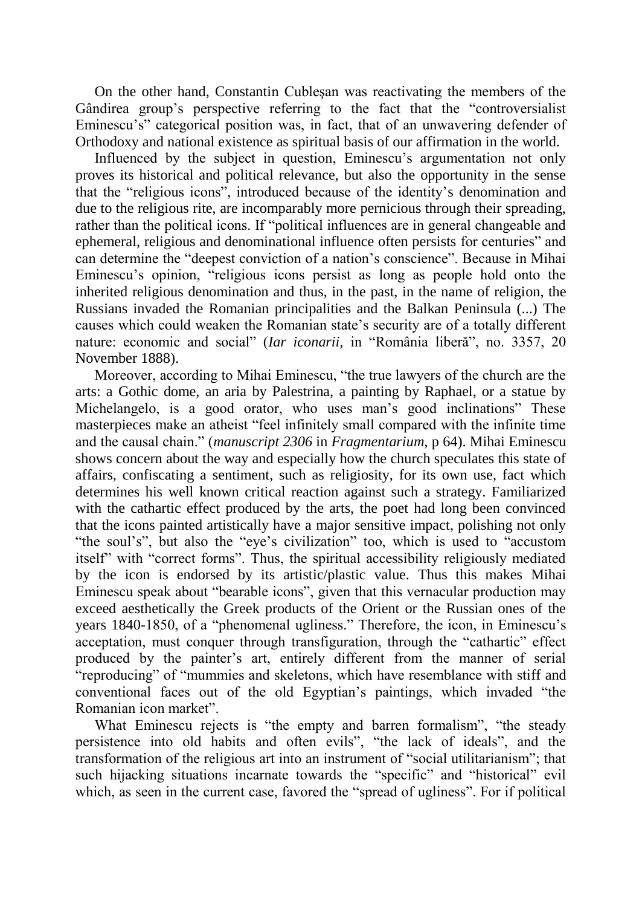On the other hand, Constantin Cubleşan was reactivating the members of the Gândirea group's perspective referring to the fact that the "controversialist Eminescu's" categorical position was, in fact, that of an unwavering defender of Orthodoxy and national existence as spiritual basis of our affirmation in the world.

Influenced by the subject in question, Eminescu's argumentation not only proves its historical and political relevance, but also the opportunity in the sense that the "religious icons", introduced because of the identity's denomination and due to the religious rite, are incomparably more pernicious through their spreading, rather than the political icons. If "political influences are in general changeable and ephemeral, religious and denominational influence often persists for centuries" and can determine the "deepest conviction of a nation's conscience". Because in Mihai Eminescu's opinion, "religious icons persist as long as people hold onto the inherited religious denomination and thus, in the past, in the name of religion, the Russians invaded the Romanian principalities and the Balkan Peninsula (...) The causes which could weaken the Romanian state's security are of a totally different nature: economic and social" (*Iar iconarii,* in "România liberă", no. 3357, 20 November 1888).

Moreover, according to Mihai Eminescu, "the true lawyers of the church are the arts: a Gothic dome, an aria by Palestrina, a painting by Raphael, or a statue by Michelangelo, is a good orator, who uses man's good inclinations" These masterpieces make an atheist "feel infinitely small compared with the infinite time and the causal chain." (*manuscript 2306* in *Fragmentarium*, p 64). Mihai Eminescu shows concern about the way and especially how the church speculates this state of affairs, confiscating a sentiment, such as religiosity, for its own use, fact which determines his well known critical reaction against such a strategy. Familiarized with the cathartic effect produced by the arts, the poet had long been convinced that the icons painted artistically have a major sensitive impact, polishing not only "the soul's", but also the "eye's civilization" too, which is used to "accustom itself" with "correct forms". Thus, the spiritual accessibility religiously mediated by the icon is endorsed by its artistic/plastic value. Thus this makes Mihai Eminescu speak about "bearable icons", given that this vernacular production may exceed aesthetically the Greek products of the Orient or the Russian ones of the years 1840-1850, of a "phenomenal ugliness." Therefore, the icon, in Eminescu's acceptation, must conquer through transfiguration, through the "cathartic" effect produced by the painter's art, entirely different from the manner of serial "reproducing" of "mummies and skeletons, which have resemblance with stiff and conventional faces out of the old Egyptian's paintings, which invaded "the Romanian icon market".

What Eminescu rejects is "the empty and barren formalism", "the steady persistence into old habits and often evils", "the lack of ideals", and the transformation of the religious art into an instrument of "social utilitarianism"; that such hijacking situations incarnate towards the "specific" and "historical" evil which, as seen in the current case, favored the "spread of ugliness". For if political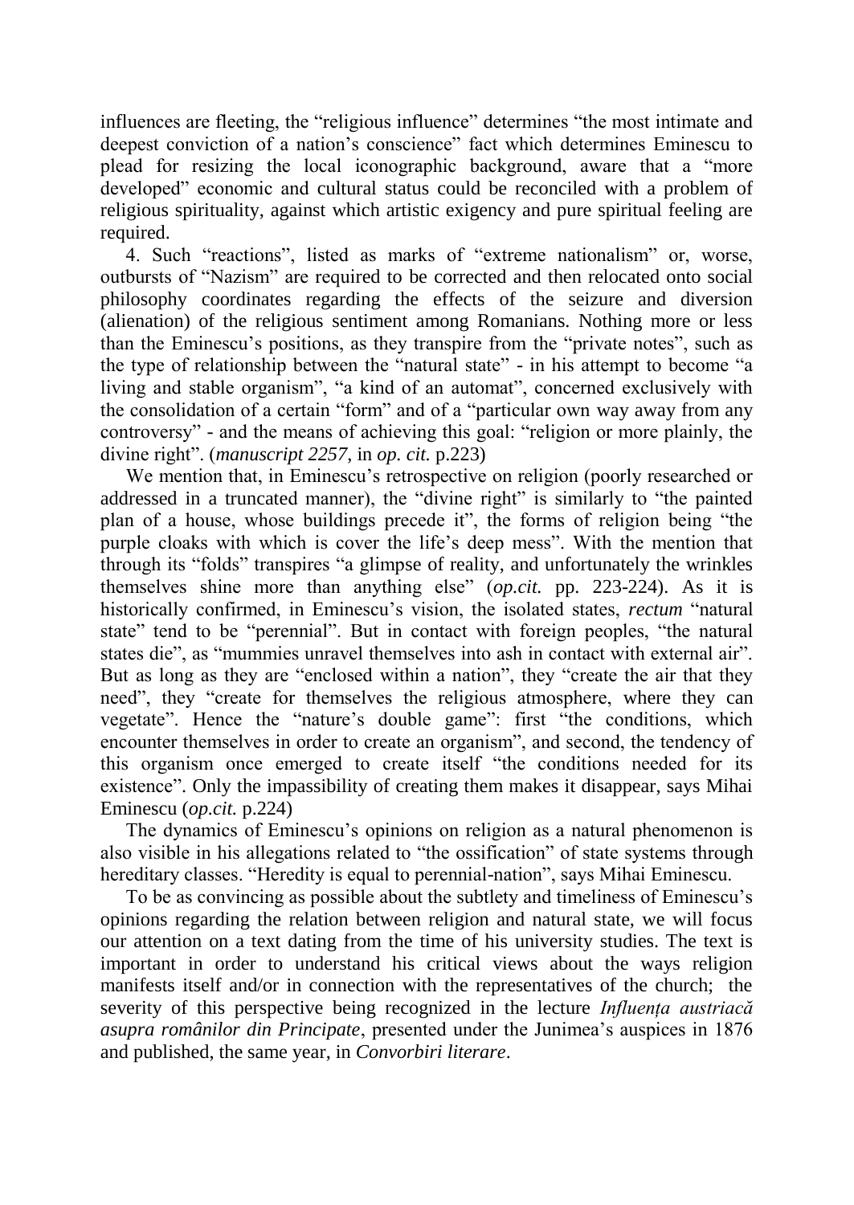influences are fleeting, the "religious influence" determines "the most intimate and deepest conviction of a nation's conscience" fact which determines Eminescu to plead for resizing the local iconographic background, aware that a "more developed" economic and cultural status could be reconciled with a problem of religious spirituality, against which artistic exigency and pure spiritual feeling are required.

4. Such "reactions", listed as marks of "extreme nationalism" or, worse, outbursts of "Nazism" are required to be corrected and then relocated onto social philosophy coordinates regarding the effects of the seizure and diversion (alienation) of the religious sentiment among Romanians. Nothing more or less than the Eminescu's positions, as they transpire from the "private notes", such as the type of relationship between the "natural state" - in his attempt to become "a living and stable organism", "a kind of an automat", concerned exclusively with the consolidation of a certain "form" and of a "particular own way away from any controversy" - and the means of achieving this goal: "religion or more plainly, the divine right". (*manuscript 2257*, in *op. cit.* p.223)

We mention that, in Eminescu's retrospective on religion (poorly researched or addressed in a truncated manner), the "divine right" is similarly to "the painted plan of a house, whose buildings precede it", the forms of religion being "the purple cloaks with which is cover the life's deep mess". With the mention that through its "folds" transpires "a glimpse of reality, and unfortunately the wrinkles themselves shine more than anything else" (*op.cit.* pp. 223-224). As it is historically confirmed, in Eminescu's vision, the isolated states, *rectum* "natural state" tend to be "perennial". But in contact with foreign peoples, "the natural states die", as "mummies unravel themselves into ash in contact with external air". But as long as they are "enclosed within a nation", they "create the air that they need", they "create for themselves the religious atmosphere, where they can vegetate". Hence the "nature's double game": first "the conditions, which encounter themselves in order to create an organism", and second, the tendency of this organism once emerged to create itself "the conditions needed for its existence". Only the impassibility of creating them makes it disappear, says Mihai Eminescu (*op.cit.* p.224)

The dynamics of Eminescu's opinions on religion as a natural phenomenon is also visible in his allegations related to "the ossification" of state systems through hereditary classes. "Heredity is equal to perennial-nation", says Mihai Eminescu.

To be as convincing as possible about the subtlety and timeliness of Eminescu's opinions regarding the relation between religion and natural state, we will focus our attention on a text dating from the time of his university studies. The text is important in order to understand his critical views about the ways religion manifests itself and/or in connection with the representatives of the church; the severity of this perspective being recognized in the lecture *Influența austriacă asupra românilor din Principate*, presented under the Junimea's auspices in 1876 and published, the same year, in *Convorbiri literare*.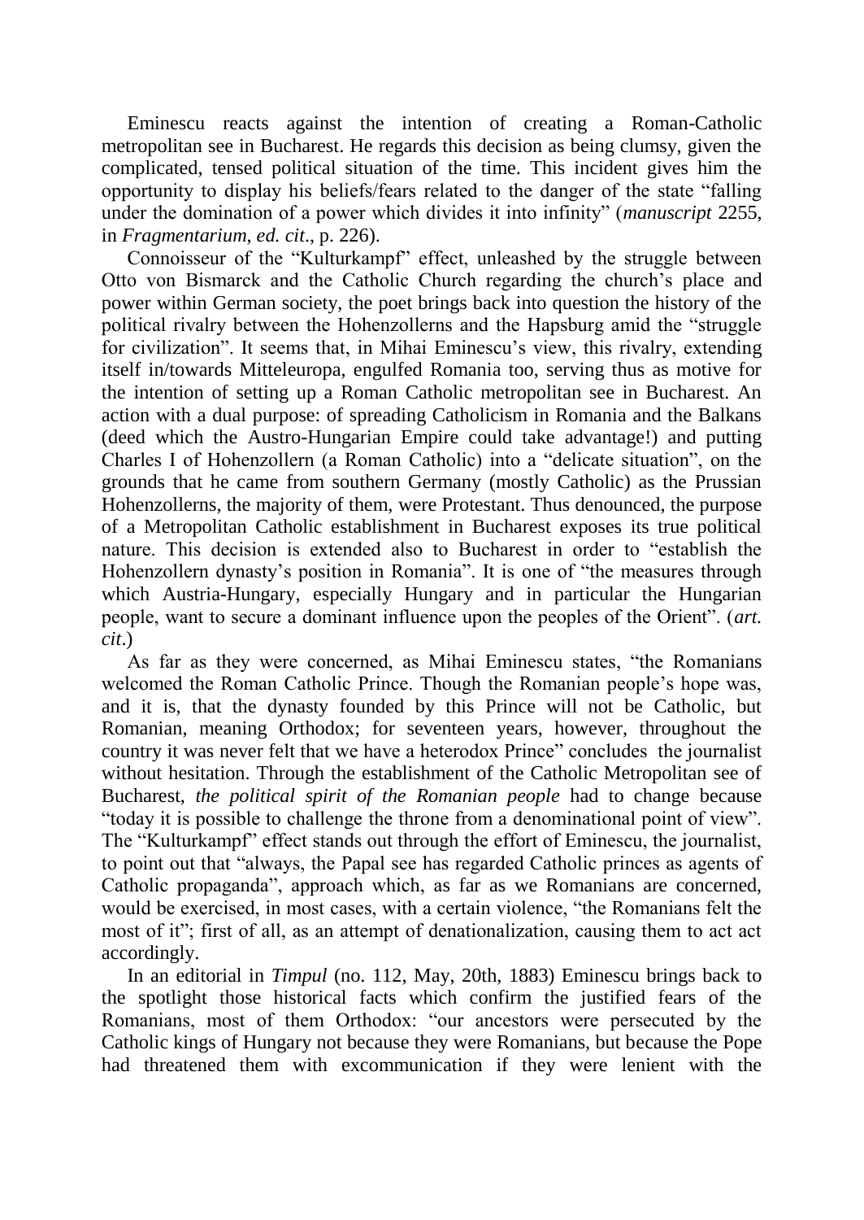Eminescu reacts against the intention of creating a Roman-Catholic metropolitan see in Bucharest. He regards this decision as being clumsy, given the complicated, tensed political situation of the time. This incident gives him the opportunity to display his beliefs/fears related to the danger of the state "falling under the domination of a power which divides it into infinity" (*manuscript* 2255, in *Fragmentarium*, *ed. cit*., p. 226).

Connoisseur of the "Kulturkampf" effect, unleashed by the struggle between Otto von Bismarck and the Catholic Church regarding the church's place and power within German society, the poet brings back into question the history of the political rivalry between the Hohenzollerns and the Hapsburg amid the "struggle for civilization". It seems that, in Mihai Eminescu's view, this rivalry, extending itself in/towards Mitteleuropa, engulfed Romania too, serving thus as motive for the intention of setting up a Roman Catholic metropolitan see in Bucharest. An action with a dual purpose: of spreading Catholicism in Romania and the Balkans (deed which the Austro-Hungarian Empire could take advantage!) and putting Charles I of Hohenzollern (a Roman Catholic) into a "delicate situation", on the grounds that he came from southern Germany (mostly Catholic) as the Prussian Hohenzollerns, the majority of them, were Protestant. Thus denounced, the purpose of a Metropolitan Catholic establishment in Bucharest exposes its true political nature. This decision is extended also to Bucharest in order to "establish the Hohenzollern dynasty's position in Romania". It is one of "the measures through which Austria-Hungary, especially Hungary and in particular the Hungarian people, want to secure a dominant influence upon the peoples of the Orient". (*art. cit*.)

As far as they were concerned, as Mihai Eminescu states, "the Romanians welcomed the Roman Catholic Prince. Though the Romanian people's hope was, and it is, that the dynasty founded by this Prince will not be Catholic, but Romanian, meaning Orthodox; for seventeen years, however, throughout the country it was never felt that we have a heterodox Prince" concludes the journalist without hesitation. Through the establishment of the Catholic Metropolitan see of Bucharest, *the political spirit of the Romanian people* had to change because "today it is possible to challenge the throne from a denominational point of view". The "Kulturkampf" effect stands out through the effort of Eminescu, the journalist, to point out that "always, the Papal see has regarded Catholic princes as agents of Catholic propaganda", approach which, as far as we Romanians are concerned, would be exercised, in most cases, with a certain violence, "the Romanians felt the most of it"; first of all, as an attempt of denationalization, causing them to act act accordingly.

In an editorial in *Timpul* (no. 112, May, 20th, 1883) Eminescu brings back to the spotlight those historical facts which confirm the justified fears of the Romanians, most of them Orthodox: "our ancestors were persecuted by the Catholic kings of Hungary not because they were Romanians, but because the Pope had threatened them with excommunication if they were lenient with the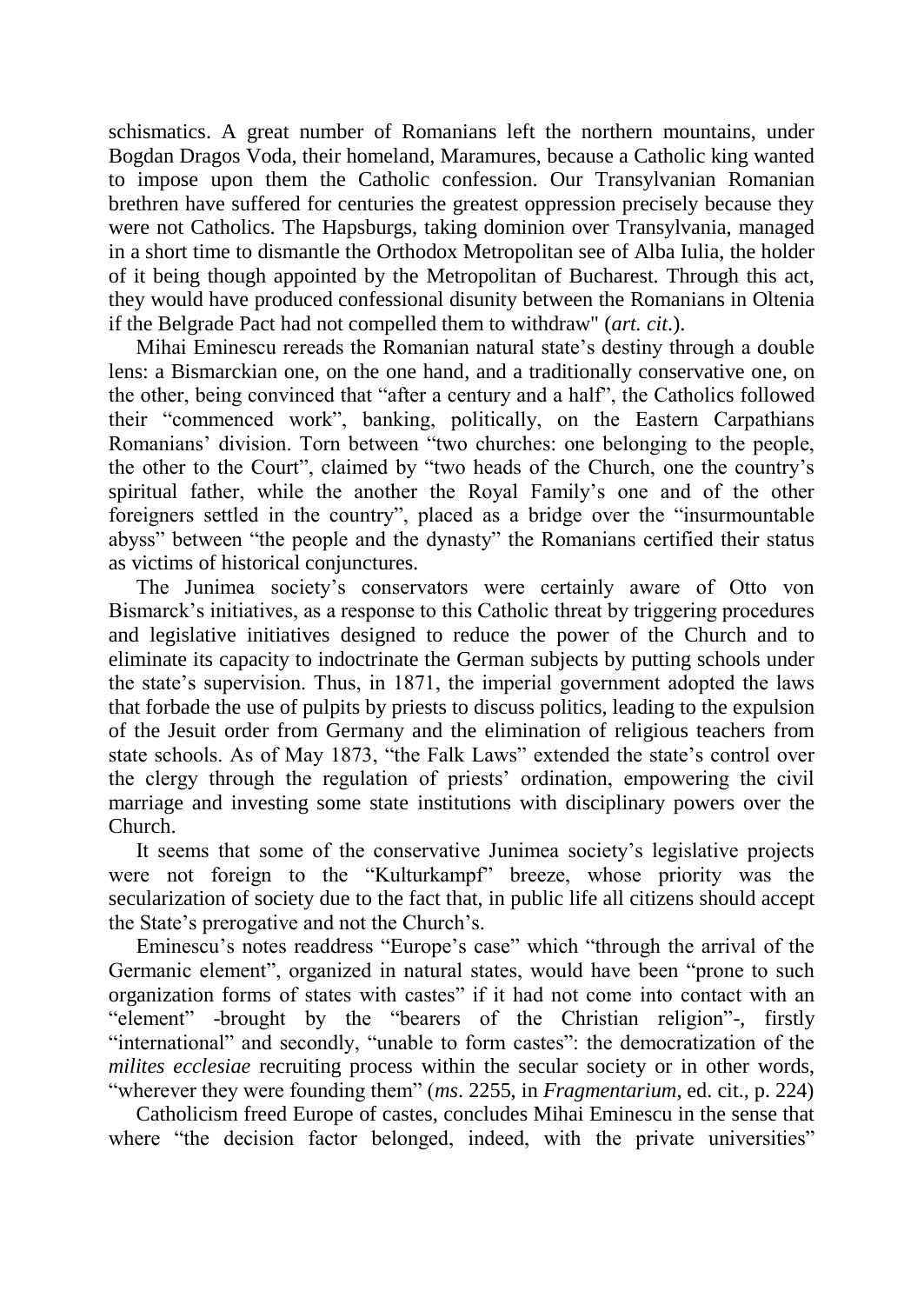schismatics. A great number of Romanians left the northern mountains, under Bogdan Dragos Voda, their homeland, Maramures, because a Catholic king wanted to impose upon them the Catholic confession. Our Transylvanian Romanian brethren have suffered for centuries the greatest oppression precisely because they were not Catholics. The Hapsburgs, taking dominion over Transylvania, managed in a short time to dismantle the Orthodox Metropolitan see of Alba Iulia, the holder of it being though appointed by the Metropolitan of Bucharest. Through this act, they would have produced confessional disunity between the Romanians in Oltenia if the Belgrade Pact had not compelled them to withdraw" (*art. cit*.).

Mihai Eminescu rereads the Romanian natural state's destiny through a double lens: a Bismarckian one, on the one hand, and a traditionally conservative one, on the other, being convinced that "after a century and a half", the Catholics followed their "commenced work", banking, politically, on the Eastern Carpathians Romanians' division. Torn between "two churches: one belonging to the people, the other to the Court", claimed by "two heads of the Church, one the country's spiritual father, while the another the Royal Family's one and of the other foreigners settled in the country", placed as a bridge over the "insurmountable abyss" between "the people and the dynasty" the Romanians certified their status as victims of historical conjunctures.

The Junimea society's conservators were certainly aware of Otto von Bismarck's initiatives, as a response to this Catholic threat by triggering procedures and legislative initiatives designed to reduce the power of the Church and to eliminate its capacity to indoctrinate the German subjects by putting schools under the state's supervision. Thus, in 1871, the imperial government adopted the laws that forbade the use of pulpits by priests to discuss politics, leading to the expulsion of the Jesuit order from Germany and the elimination of religious teachers from state schools. As of May 1873, "the Falk Laws" extended the state's control over the clergy through the regulation of priests' ordination, empowering the civil marriage and investing some state institutions with disciplinary powers over the Church.

It seems that some of the conservative Junimea society's legislative projects were not foreign to the "Kulturkampf" breeze, whose priority was the secularization of society due to the fact that, in public life all citizens should accept the State's prerogative and not the Church's.

Eminescu's notes readdress "Europe's case" which "through the arrival of the Germanic element", organized in natural states, would have been "prone to such organization forms of states with castes" if it had not come into contact with an "element" -brought by the "bearers of the Christian religion"-, firstly "international" and secondly, "unable to form castes": the democratization of the *milites ecclesiae* recruiting process within the secular society or in other words, "wherever they were founding them" (*ms*. 2255, in *Fragmentarium*, ed. cit., p. 224)

Catholicism freed Europe of castes, concludes Mihai Eminescu in the sense that where "the decision factor belonged, indeed, with the private universities"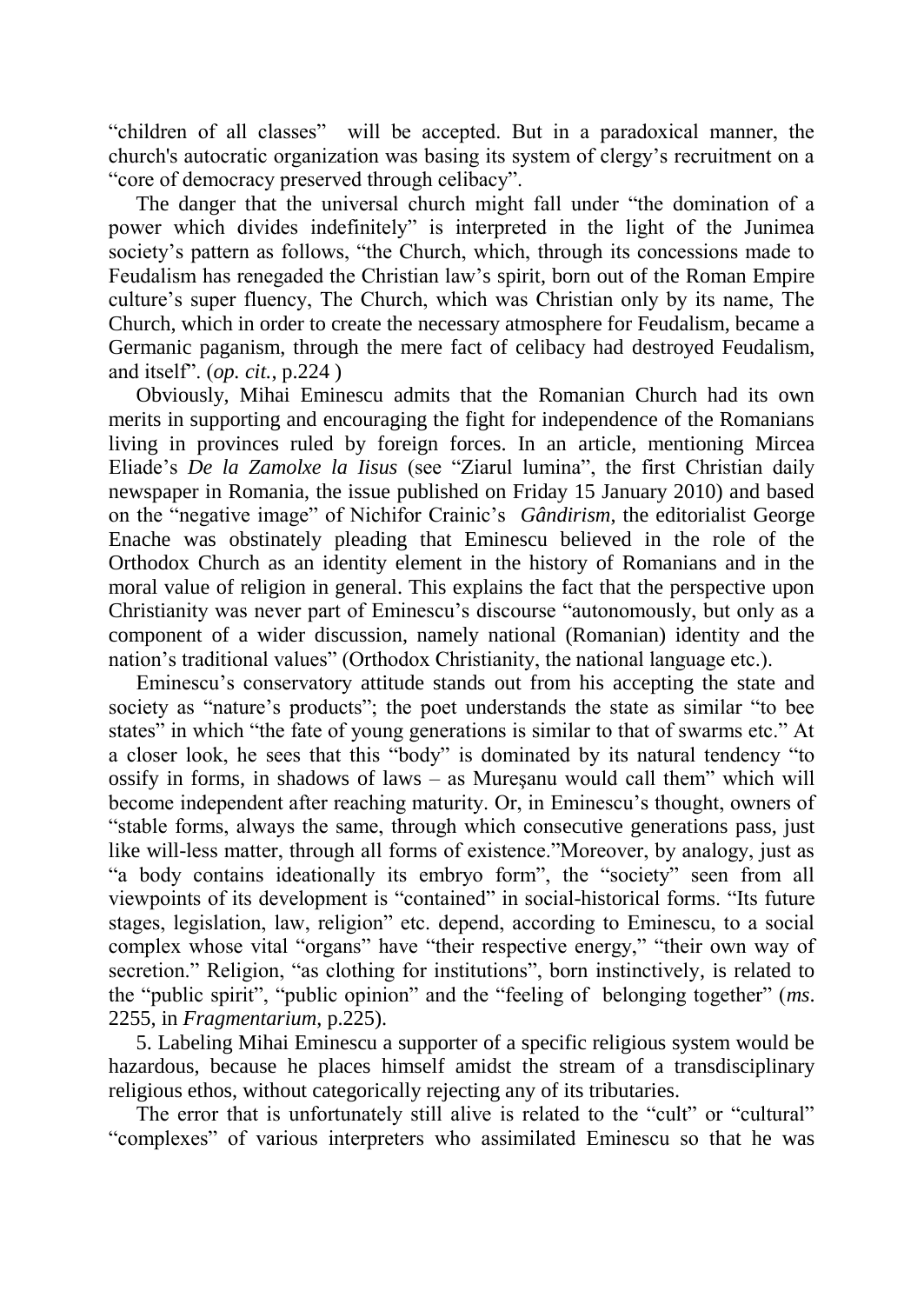"children of all classes" will be accepted. But in a paradoxical manner, the church's autocratic organization was basing its system of clergy's recruitment on a "core of democracy preserved through celibacy".

The danger that the universal church might fall under "the domination of a power which divides indefinitely" is interpreted in the light of the Junimea society's pattern as follows, "the Church, which, through its concessions made to Feudalism has renegaded the Christian law's spirit, born out of the Roman Empire culture's super fluency, The Church, which was Christian only by its name, The Church, which in order to create the necessary atmosphere for Feudalism, became a Germanic paganism, through the mere fact of celibacy had destroyed Feudalism, and itself". (*op. cit.*, p.224 )

Obviously, Mihai Eminescu admits that the Romanian Church had its own merits in supporting and encouraging the fight for independence of the Romanians living in provinces ruled by foreign forces. In an article, mentioning Mircea Eliade's *De la Zamolxe la Iisus* (see "Ziarul lumina", the first Christian daily newspaper in Romania, the issue published on Friday 15 January 2010) and based on the "negative image" of Nichifor Crainic's *Gândirism*, the editorialist George Enache was obstinately pleading that Eminescu believed in the role of the Orthodox Church as an identity element in the history of Romanians and in the moral value of religion in general. This explains the fact that the perspective upon Christianity was never part of Eminescu's discourse "autonomously, but only as a component of a wider discussion, namely national (Romanian) identity and the nation's traditional values" (Orthodox Christianity, the national language etc.).

Eminescu's conservatory attitude stands out from his accepting the state and society as "nature's products"; the poet understands the state as similar "to bee states" in which "the fate of young generations is similar to that of swarms etc." At a closer look, he sees that this "body" is dominated by its natural tendency "to ossify in forms, in shadows of laws – as Mureşanu would call them" which will become independent after reaching maturity. Or, in Eminescu's thought, owners of "stable forms, always the same, through which consecutive generations pass, just like will-less matter, through all forms of existence."Moreover, by analogy, just as "a body contains ideationally its embryo form", the "society" seen from all viewpoints of its development is "contained" in social-historical forms. "Its future stages, legislation, law, religion" etc. depend, according to Eminescu, to a social complex whose vital "organs" have "their respective energy," "their own way of secretion." Religion, "as clothing for institutions", born instinctively, is related to the "public spirit", "public opinion" and the "feeling of belonging together" (*ms*. 2255, in *Fragmentarium*, p.225).

5. Labeling Mihai Eminescu a supporter of a specific religious system would be hazardous, because he places himself amidst the stream of a transdisciplinary religious ethos, without categorically rejecting any of its tributaries.

The error that is unfortunately still alive is related to the "cult" or "cultural" "complexes" of various interpreters who assimilated Eminescu so that he was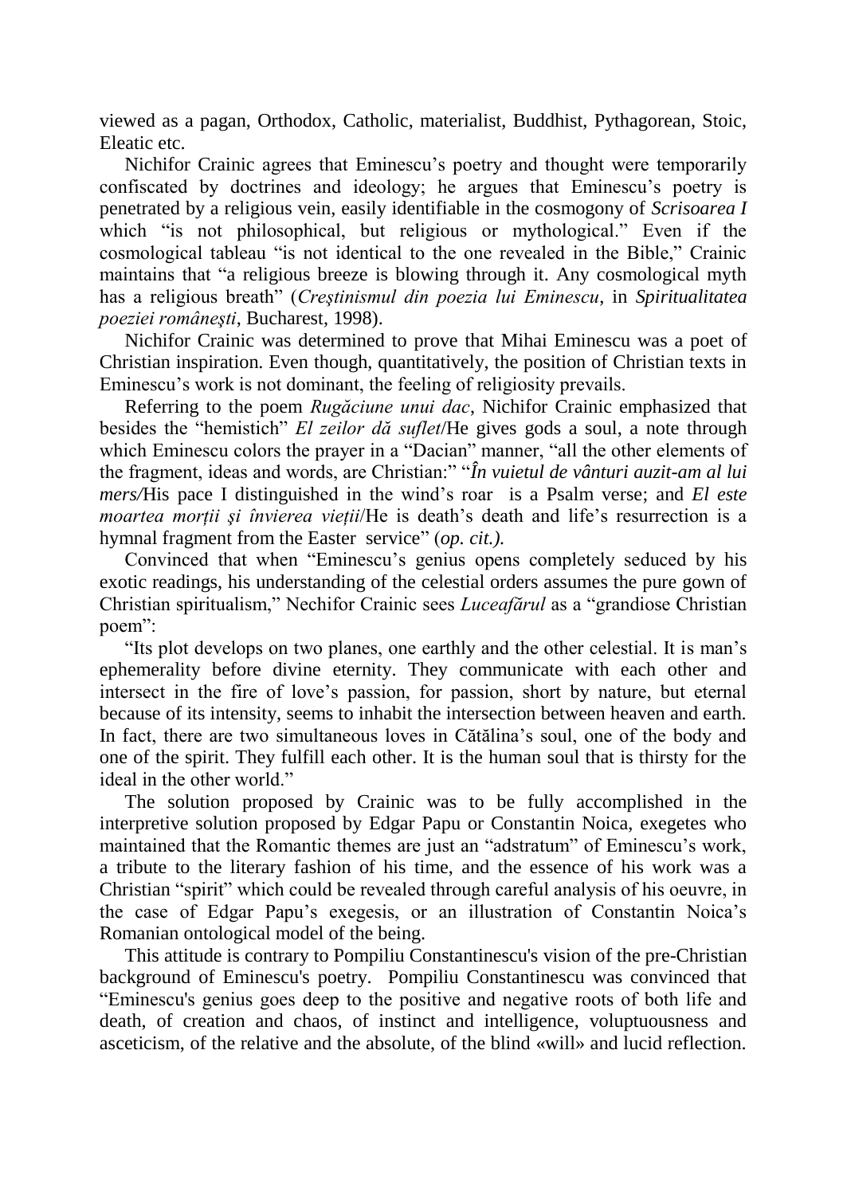viewed as a pagan, Orthodox, Catholic, materialist, Buddhist, Pythagorean, Stoic, Eleatic etc.

Nichifor Crainic agrees that Eminescu's poetry and thought were temporarily confiscated by doctrines and ideology; he argues that Eminescu's poetry is penetrated by a religious vein, easily identifiable in the cosmogony of *Scrisoarea I* which "is not philosophical, but religious or mythological." Even if the cosmological tableau "is not identical to the one revealed in the Bible," Crainic maintains that "a religious breeze is blowing through it. Any cosmological myth has a religious breath" (*Creştinismul din poezia lui Eminescu*, in *Spiritualitatea poeziei româneşti*, Bucharest, 1998).

Nichifor Crainic was determined to prove that Mihai Eminescu was a poet of Christian inspiration. Even though, quantitatively, the position of Christian texts in Eminescu's work is not dominant, the feeling of religiosity prevails.

Referring to the poem *Rugăciune unui dac*, Nichifor Crainic emphasized that besides the "hemistich" *El zeilor dă suflet*/He gives gods a soul, a note through which Eminescu colors the prayer in a "Dacian" manner, "all the other elements of the fragment, ideas and words, are Christian:" "*În vuietul de vânturi auzit-am al lui mers/*His pace I distinguished in the wind's roar is a Psalm verse; and *El este moartea morții şi învierea vieții*/He is death's death and life's resurrection is a hymnal fragment from the Easter service" (*op. cit.).*

Convinced that when "Eminescu's genius opens completely seduced by his exotic readings, his understanding of the celestial orders assumes the pure gown of Christian spiritualism," Nechifor Crainic sees *Luceafărul* as a "grandiose Christian poem":

"Its plot develops on two planes, one earthly and the other celestial. It is man's ephemerality before divine eternity. They communicate with each other and intersect in the fire of love's passion, for passion, short by nature, but eternal because of its intensity, seems to inhabit the intersection between heaven and earth. In fact, there are two simultaneous loves in Cătălina's soul, one of the body and one of the spirit. They fulfill each other. It is the human soul that is thirsty for the ideal in the other world."

The solution proposed by Crainic was to be fully accomplished in the interpretive solution proposed by Edgar Papu or Constantin Noica, exegetes who maintained that the Romantic themes are just an "adstratum" of Eminescu's work, a tribute to the literary fashion of his time, and the essence of his work was a Christian "spirit" which could be revealed through careful analysis of his oeuvre, in the case of Edgar Papu's exegesis, or an illustration of Constantin Noica's Romanian ontological model of the being.

This attitude is contrary to Pompiliu Constantinescu's vision of the pre-Christian background of Eminescu's poetry. Pompiliu Constantinescu was convinced that "Eminescu's genius goes deep to the positive and negative roots of both life and death, of creation and chaos, of instinct and intelligence, voluptuousness and asceticism, of the relative and the absolute, of the blind «will» and lucid reflection.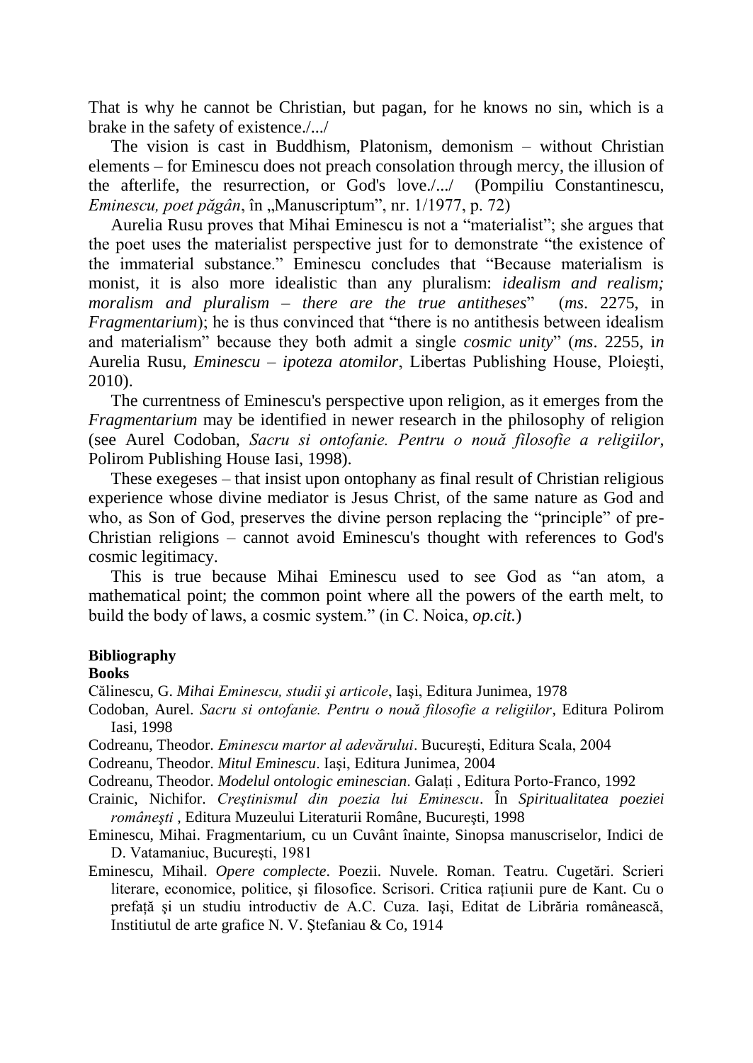That is why he cannot be Christian, but pagan, for he knows no sin, which is a brake in the safety of existence./.../

The vision is cast in Buddhism, Platonism, demonism – without Christian elements – for Eminescu does not preach consolation through mercy, the illusion of the afterlife, the resurrection, or God's love./.../ (Pompiliu Constantinescu, *Eminescu, poet păgân*, în „Manuscriptum", nr. 1/1977, p. 72)

Aurelia Rusu proves that Mihai Eminescu is not a "materialist"; she argues that the poet uses the materialist perspective just for to demonstrate "the existence of the immaterial substance." Eminescu concludes that "Because materialism is monist, it is also more idealistic than any pluralism: *idealism and realism; moralism and pluralism – there are the true antitheses*" (*ms*. 2275, in *Fragmentarium*); he is thus convinced that "there is no antithesis between idealism and materialism" because they both admit a single *cosmic unity*" (*ms*. 2255, i*n* Aurelia Rusu, *Eminescu – ipoteza atomilor*, Libertas Publishing House, Ploieşti, 2010).

The currentness of Eminescu's perspective upon religion, as it emerges from the *Fragmentarium* may be identified in newer research in the philosophy of religion (see Aurel Codoban, *Sacru si ontofanie. Pentru o nouă filosofie a religiilor*, Polirom Publishing House Iasi, 1998).

These exegeses – that insist upon ontophany as final result of Christian religious experience whose divine mediator is Jesus Christ, of the same nature as God and who, as Son of God, preserves the divine person replacing the "principle" of pre-Christian religions – cannot avoid Eminescu's thought with references to God's cosmic legitimacy.

This is true because Mihai Eminescu used to see God as "an atom, a mathematical point; the common point where all the powers of the earth melt, to build the body of laws, a cosmic system." (in C. Noica, *op.cit.*)

**Bibliography**

**Books**

Călinescu, G. *Mihai Eminescu, studii şi articole*, Iaşi, Editura Junimea, 1978

Codoban, Aurel. *Sacru si ontofanie. Pentru o nouă filosofie a religiilor*, Editura Polirom Iasi, 1998

Codreanu, Theodor. *Eminescu martor al adevărului*. Bucureşti, Editura Scala, 2004

Codreanu, Theodor. *Mitul Eminescu*. Iaşi, Editura Junimea, 2004

Codreanu, Theodor. *Modelul ontologic eminescian*. Galați , Editura Porto-Franco, 1992

Crainic, Nichifor. *Creştinismul din poezia lui Eminescu*. În *Spiritualitatea poeziei româneşti* , Editura Muzeului Literaturii Române, Bucureşti, 1998

Eminescu, Mihai. Fragmentarium, cu un Cuvânt înainte, Sinopsa manuscriselor, Indici de D. Vatamaniuc, Bucureşti, 1981

Eminescu, Mihail. *Opere complecte*. Poezii. Nuvele. Roman. Teatru. Cugetări. Scrieri literare, economice, politice, şi filosofice. Scrisori. Critica rațiunii pure de Kant. Cu o prefață şi un studiu introductiv de A.C. Cuza. Iaşi, Editat de Librăria românească, Institiutul de arte grafice N. V. Ştefaniau & Co, 1914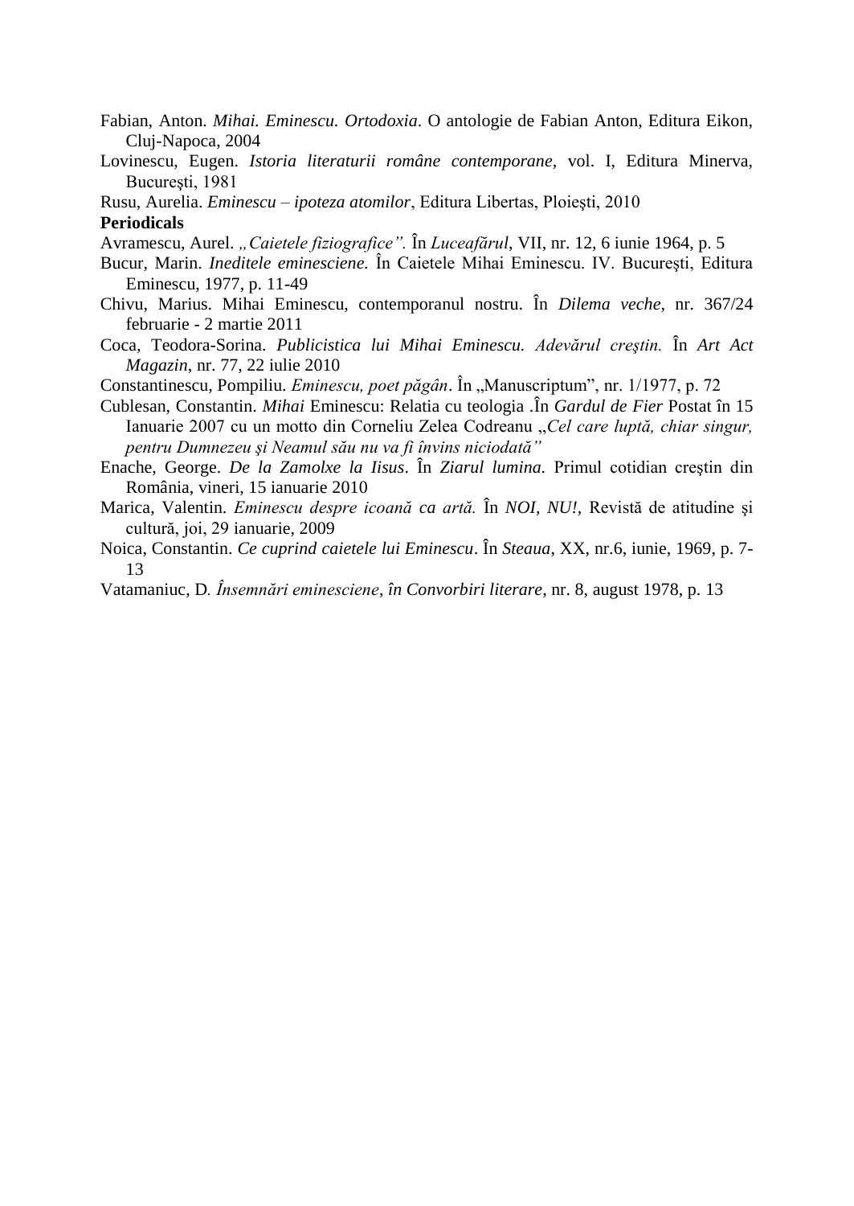Fabian, Anton. *Mihai. Eminescu. Ortodoxia*. O antologie de Fabian Anton, Editura Eikon, Cluj-Napoca, 2004

Lovinescu, Eugen. *Istoria literaturii române contemporane*, vol. I, Editura Minerva, Bucureşti, 1981

Rusu, Aurelia. *Eminescu – ipoteza atomilor*, Editura Libertas, Ploieşti, 2010

**Periodicals**

Avramescu, Aurel. *„Caietele fiziografice"*. În *Luceafărul*, VII, nr. 12, 6 iunie 1964, p. 5

Bucur, Marin. *Ineditele eminesciene.* În Caietele Mihai Eminescu. IV. Bucureşti, Editura Eminescu, 1977, p. 11-49

Chivu, Marius. Mihai Eminescu, contemporanul nostru. În *Dilema veche*, nr. 367/24 februarie - 2 martie 2011

Coca, Teodora-Sorina. *Publicistica lui Mihai Eminescu. Adevărul creştin.* În *Art Act Magazin*, nr. 77, 22 iulie 2010

Constantinescu, Pompiliu. *Eminescu, poet păgân*. În „Manuscriptum", nr. 1/1977, p. 72

Cublesan, Constantin. *Mihai* Eminescu: Relatia cu teologia .În *Gardul de Fier* Postat în 15 Ianuarie 2007 cu un motto din Corneliu Zelea Codreanu „*Cel care luptă, chiar singur, pentru Dumnezeu şi Neamul său nu va fi învins niciodată"*

Enache, George. *De la Zamolxe la Iisus*. În *Ziarul lumina*. Primul cotidian creştin din România, vineri, 15 ianuarie 2010

Marica, Valentin. *Eminescu despre icoană ca artă.* În *NOI, NU!*, Revistă de atitudine şi cultură, joi, 29 ianuarie, 2009

Noica, Constantin. *Ce cuprind caietele lui Eminescu*. În *Steaua*, XX, nr.6, iunie, 1969, p. 7-13

Vatamaniuc, D*. Însemnări eminesciene*, *în Convorbiri literare*, nr. 8, august 1978, p. 13